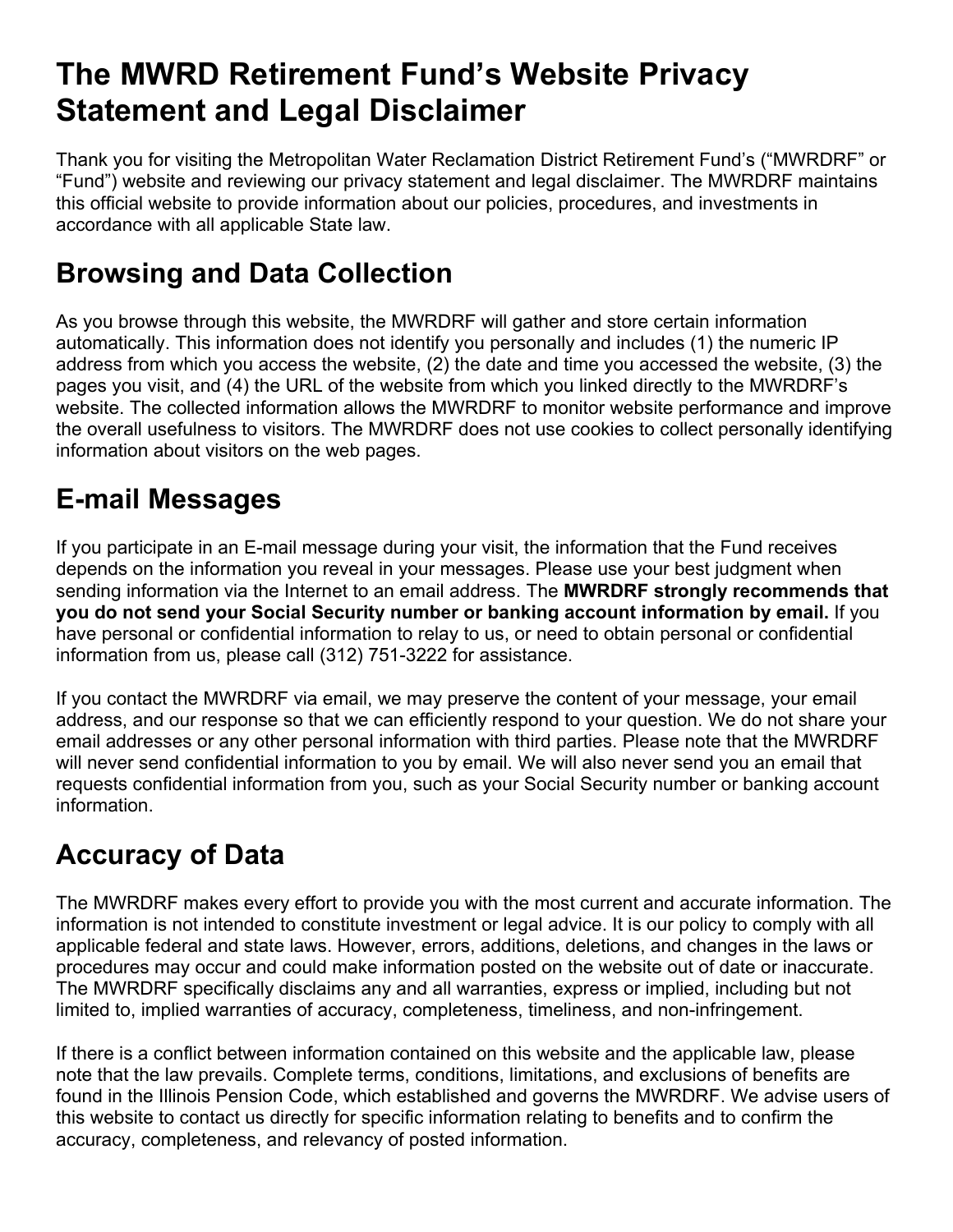# The MWRD Retirement Fund's Website Privacy Statement and Legal Disclaimer

Thank you for visiting the Metropolitan Water Reclamation District Retirement Fund's ("MWRDRF" or "Fund") website and reviewing our privacy statement and legal disclaimer. The MWRDRF maintains this official website to provide information about our policies, procedures, and investments in accordance with all applicable State law.

## Browsing and Data Collection

As you browse through this website, the MWRDRF will gather and store certain information automatically. This information does not identify you personally and includes (1) the numeric IP address from which you access the website, (2) the date and time you accessed the website, (3) the pages you visit, and (4) the URL of the website from which you linked directly to the MWRDRF's website. The collected information allows the MWRDRF to monitor website performance and improve the overall usefulness to visitors. The MWRDRF does not use cookies to collect personally identifying information about visitors on the web pages.

## E-mail Messages

If you participate in an E-mail message during your visit, the information that the Fund receives depends on the information you reveal in your messages. Please use your best judgment when sending information via the Internet to an email address. The **MWRDRF strongly recommends that you do not send your Social Security number or banking account information by email.** If you have personal or confidential information to relay to us, or need to obtain personal or confidential information from us, please call (312) 751-3222 for assistance.

If you contact the MWRDRF via email, we may preserve the content of your message, your email address, and our response so that we can efficiently respond to your question. We do not share your email addresses or any other personal information with third parties. Please note that the MWRDRF will never send confidential information to you by email. We will also never send you an email that requests confidential information from you, such as your Social Security number or banking account information.

## Accuracy of Data

The MWRDRF makes every effort to provide you with the most current and accurate information. The information is not intended to constitute investment or legal advice. It is our policy to comply with all applicable federal and state laws. However, errors, additions, deletions, and changes in the laws or procedures may occur and could make information posted on the website out of date or inaccurate. The MWRDRF specifically disclaims any and all warranties, express or implied, including but not limited to, implied warranties of accuracy, completeness, timeliness, and non-infringement.

If there is a conflict between information contained on this website and the applicable law, please note that the law prevails. Complete terms, conditions, limitations, and exclusions of benefits are found in the Illinois Pension Code, which established and governs the MWRDRF. We advise users of this website to contact us directly for specific information relating to benefits and to confirm the accuracy, completeness, and relevancy of posted information.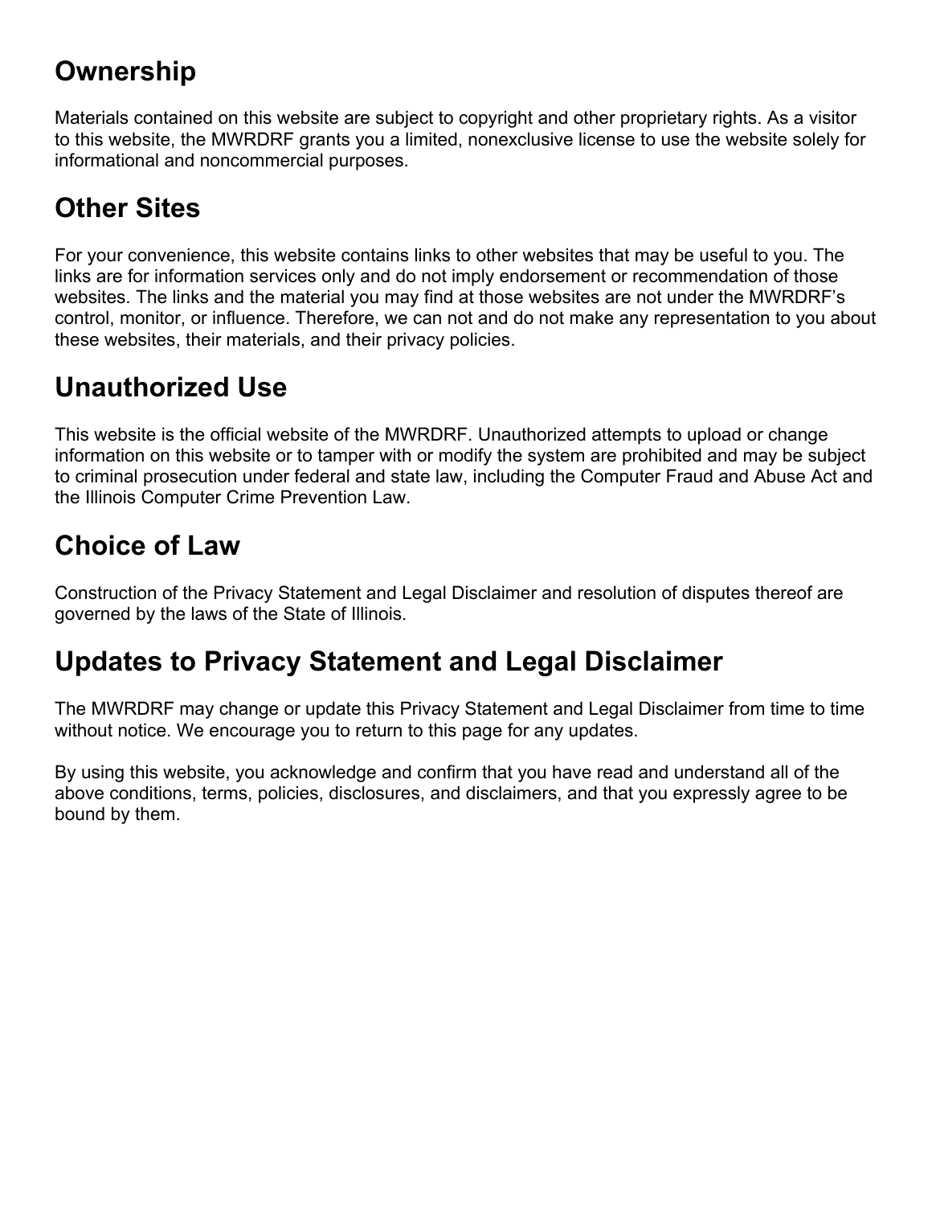## Ownership

Materials contained on this website are subject to copyright and other proprietary rights. As a visitor to this website, the MWRDRF grants you a limited, nonexclusive license to use the website solely for informational and noncommercial purposes.

## Other Sites

For your convenience, this website contains links to other websites that may be useful to you. The links are for information services only and do not imply endorsement or recommendation of those websites. The links and the material you may find at those websites are not under the MWRDRF's control, monitor, or influence. Therefore, we can not and do not make any representation to you about these websites, their materials, and their privacy policies.

## Unauthorized Use

This website is the official website of the MWRDRF. Unauthorized attempts to upload or change information on this website or to tamper with or modify the system are prohibited and may be subject to criminal prosecution under federal and state law, including the Computer Fraud and Abuse Act and the Illinois Computer Crime Prevention Law.

## Choice of Law

Construction of the Privacy Statement and Legal Disclaimer and resolution of disputes thereof are governed by the laws of the State of Illinois.

## Updates to Privacy Statement and Legal Disclaimer

The MWRDRF may change or update this Privacy Statement and Legal Disclaimer from time to time without notice. We encourage you to return to this page for any updates.

By using this website, you acknowledge and confirm that you have read and understand all of the above conditions, terms, policies, disclosures, and disclaimers, and that you expressly agree to be bound by them.